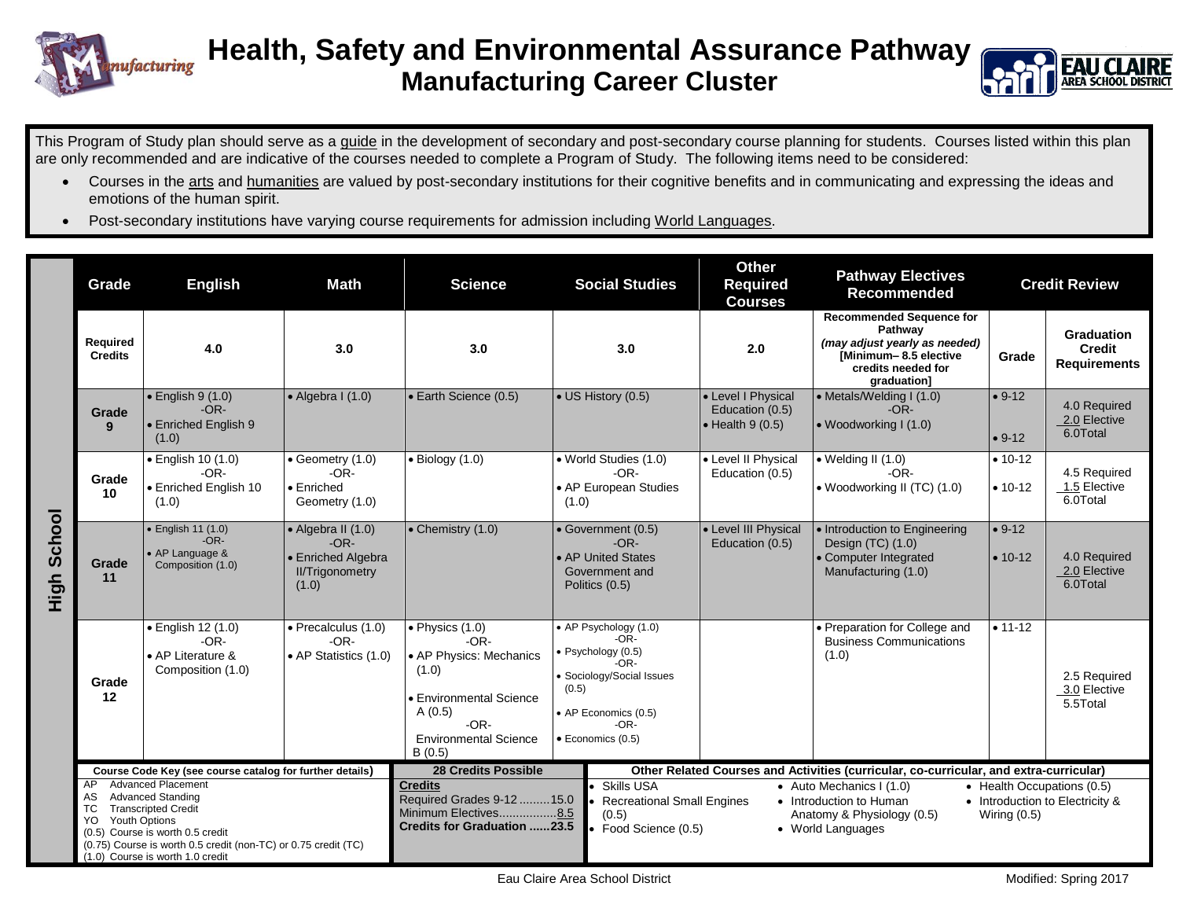# Health, Safety and Environmental Assurance Pathway

## Manufacturing Career Cluster

This Program of Study plan should serve as a guide in the development of secondary and post-secondary course planning for students. Courses listed within this plan are only recommended and are indicative of the courses needed to complete a Program of Study. The following items need to be considered:

- Courses in the arts and humanities are valued by post-secondary institutions for their cognitive benefits and in communicating and expressing the ideas and emotions of the human spirit.
- Post-secondary institutions have varying course requirements for admission including World Languages.

**High School**

| Grade | English | Math | Science | Social Studies | Other Required Courses | Pathway Electives Recommended | Credit Review | |
|---|---|---|---|---|---|---|---|---|
| Required Credits | 4.0 | 3.0 | 3.0 | 3.0 | 2.0 | Recommended Sequence for Pathway *(may adjust yearly as needed)* [Minimum– 8.5 elective credits needed for graduation] | Grade | Graduation Credit Requirements |
| Grade 9 | • English 9 (1.0) -OR- • Enriched English 9 (1.0) | • Algebra I (1.0) | • Earth Science (0.5) | • US History (0.5) | • Level I Physical Education (0.5) • Health 9 (0.5) | • Metals/Welding I (1.0) -OR- • Woodworking I (1.0) | • 9-12 • 9-12 | 4.0 Required 2.0 Elective 6.0Total |
| Grade 10 | • English 10 (1.0) -OR- • Enriched English 10 (1.0) | • Geometry (1.0) -OR- • Enriched Geometry (1.0) | • Biology (1.0) | • World Studies (1.0) -OR- • AP European Studies (1.0) | • Level II Physical Education (0.5) | • Welding II (1.0) -OR- • Woodworking II (TC) (1.0) | • 10-12 • 10-12 | 4.5 Required 1.5 Elective 6.0Total |
| Grade 11 | • English 11 (1.0) -OR- • AP Language & Composition (1.0) | • Algebra II (1.0) -OR- • Enriched Algebra II/Trigonometry (1.0) | • Chemistry (1.0) | • Government (0.5) -OR- • AP United States Government and Politics (0.5) | • Level III Physical Education (0.5) | • Introduction to Engineering Design (TC) (1.0) • Computer Integrated Manufacturing (1.0) | • 9-12 • 10-12 | 4.0 Required 2.0 Elective 6.0Total |
| Grade 12 | • English 12 (1.0) -OR- • AP Literature & Composition (1.0) | • Precalculus (1.0) -OR- • AP Statistics (1.0) | • Physics (1.0) -OR- • AP Physics: Mechanics (1.0) • Environmental Science A (0.5) -OR- Environmental Science B (0.5) | • AP Psychology (1.0) -OR- • Psychology (0.5) -OR- • Sociology/Social Issues (0.5) • AP Economics (0.5) -OR- • Economics (0.5) | | • Preparation for College and Business Communications (1.0) | • 11-12 | 2.5 Required 3.0 Elective 5.5Total |

**Course Code Key (see course catalog for further details)**

- AP Advanced Placement
- AS Advanced Standing
- TC Transcripted Credit
- YO Youth Options
- (0.5) Course is worth 0.5 credit
- (0.75) Course is worth 0.5 credit (non-TC) or 0.75 credit (TC)
- (1.0) Course is worth 1.0 credit

**28 Credits Possible**

**Credits**
Required Grades 9-12 .........15.0
Minimum Electives.................8.5
**Credits for Graduation ......23.5**

**Other Related Courses and Activities (curricular, co-curricular, and extra-curricular)**

- Skills USA
- Recreational Small Engines (0.5)
- Food Science (0.5)
- Auto Mechanics I (1.0)
- Introduction to Human Anatomy & Physiology (0.5)
- World Languages
- Health Occupations (0.5)
- Introduction to Electricity & Wiring (0.5)

Eau Claire Area School District

Modified: Spring 2017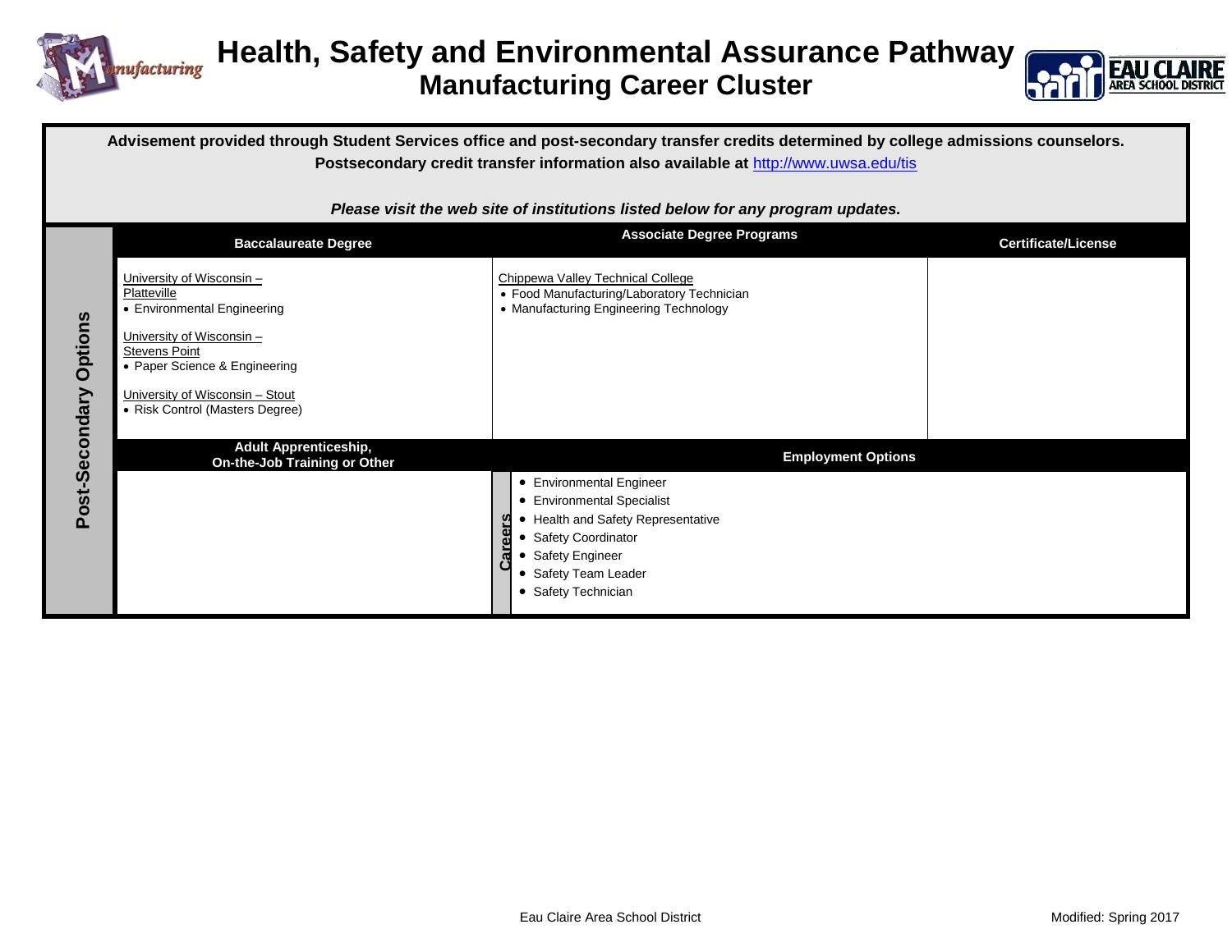# Health, Safety and Environmental Assurance Pathway
## Manufacturing Career Cluster

**Advisement provided through Student Services office and post-secondary transfer credits determined by college admissions counselors.**
**Postsecondary credit transfer information also available at [http://www.uwsa.edu/tis](http://www.uwsa.edu/tis)**

***Please visit the web site of institutions listed below for any program updates.***

**Post-Secondary Options**

| Baccalaureate Degree | Associate Degree Programs | Certificate/License |
|---|---|---|
| University of Wisconsin – Platteville<br>• Environmental Engineering<br><br>University of Wisconsin – Stevens Point<br>• Paper Science & Engineering<br><br>University of Wisconsin – Stout<br>• Risk Control (Masters Degree) | Chippewa Valley Technical College<br>• Food Manufacturing/Laboratory Technician<br>• Manufacturing Engineering Technology | |

| Adult Apprenticeship, On-the-Job Training or Other | Employment Options |
|---|---|
| | **Careers**<br>• Environmental Engineer<br>• Environmental Specialist<br>• Health and Safety Representative<br>• Safety Coordinator<br>• Safety Engineer<br>• Safety Team Leader<br>• Safety Technician |

Eau Claire Area School District

Modified: Spring 2017